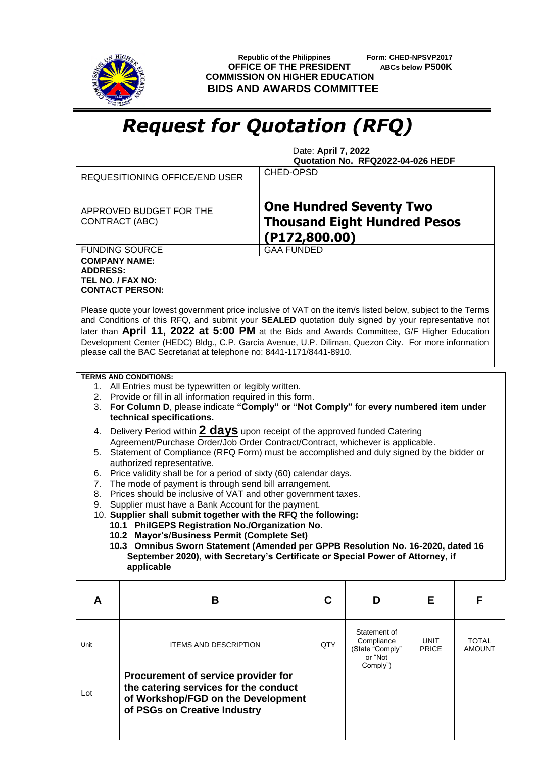Republic of the Philippines
**OFFICE OF THE PRESIDENT**
**COMMISSION ON HIGHER EDUCATION**
**BIDS AND AWARDS COMMITTEE**

**Form: CHED-NPSVP2017**
**ABCs below P500K**

# *Request for Quotation (RFQ)*

Date: **April 7, 2022**
**Quotation No. RFQ2022-04-026 HEDF**

| REQUESITIONING OFFICE/END USER | CHED-OPSD |
|---|---|
| APPROVED BUDGET FOR THE CONTRACT (ABC) | **One Hundred Seventy Two Thousand Eight Hundred Pesos (P172,800.00)** |
| FUNDING SOURCE | GAA FUNDED |

**COMPANY NAME:**
**ADDRESS:**
**TEL NO. / FAX NO:**
**CONTACT PERSON:**

Please quote your lowest government price inclusive of VAT on the item/s listed below, subject to the Terms and Conditions of this RFQ, and submit your **SEALED** quotation duly signed by your representative not later than **April 11, 2022 at 5:00 PM** at the Bids and Awards Committee, G/F Higher Education Development Center (HEDC) Bldg., C.P. Garcia Avenue, U.P. Diliman, Quezon City. For more information please call the BAC Secretariat at telephone no: 8441-1171/8441-8910.

**TERMS AND CONDITIONS:**

1. All Entries must be typewritten or legibly written.
2. Provide or fill in all information required in this form.
3. **For Column D**, please indicate **"Comply" or "Not Comply"** for **every numbered item under technical specifications.**
4. Delivery Period within **2 days** upon receipt of the approved funded Catering Agreement/Purchase Order/Job Order Contract/Contract, whichever is applicable.
5. Statement of Compliance (RFQ Form) must be accomplished and duly signed by the bidder or authorized representative.
6. Price validity shall be for a period of sixty (60) calendar days.
7. The mode of payment is through send bill arrangement.
8. Prices should be inclusive of VAT and other government taxes.
9. Supplier must have a Bank Account for the payment.
10. **Supplier shall submit together with the RFQ the following:**
    - **10.1 PhilGEPS Registration No./Organization No.**
    - **10.2 Mayor's/Business Permit (Complete Set)**
    - **10.3 Omnibus Sworn Statement (Amended per GPPB Resolution No. 16-2020, dated 16 September 2020), with Secretary's Certificate or Special Power of Attorney, if applicable**

| A | B | C | D | E | F |
|---|---|---|---|---|---|
| Unit | ITEMS AND DESCRIPTION | QTY | Statement of Compliance (State "Comply" or "Not Comply") | UNIT PRICE | TOTAL AMOUNT |
| Lot | **Procurement of service provider for the catering services for the conduct of Workshop/FGD on the Development of PSGs on Creative Industry** | | | | |
| | | | | | |
| | | | | | |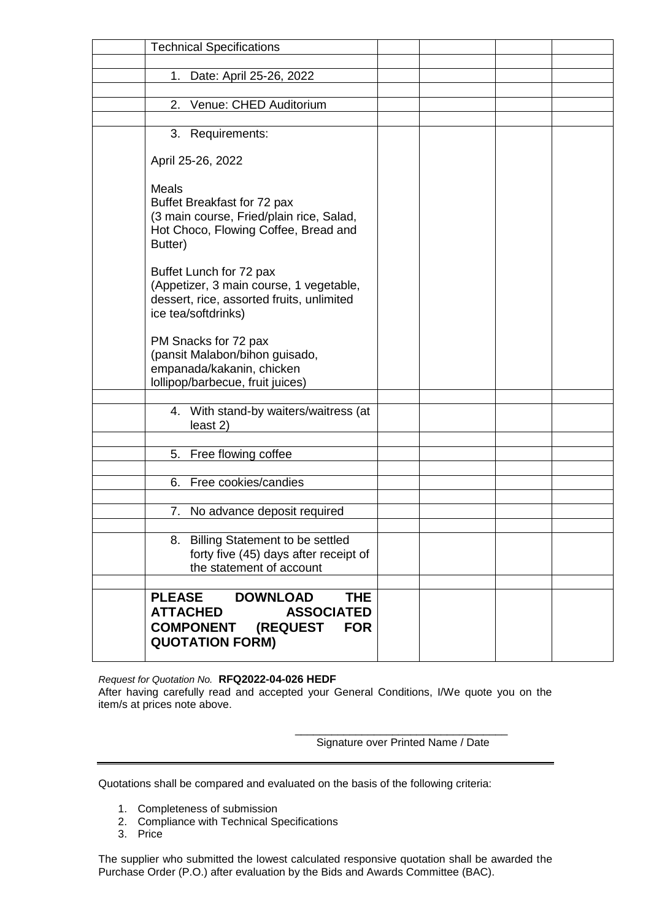| | Technical Specifications | | | | |
|---|---|---|---|---|---|
| | | | | | |
| | 1. Date: April 25-26, 2022 | | | | |
| | | | | | |
| | 2. Venue: CHED Auditorium | | | | |
| | | | | | |
| | 3. Requirements:<br><br>April 25-26, 2022<br><br>Meals<br>Buffet Breakfast for 72 pax<br>(3 main course, Fried/plain rice, Salad, Hot Choco, Flowing Coffee, Bread and Butter)<br><br>Buffet Lunch for 72 pax<br>(Appetizer, 3 main course, 1 vegetable, dessert, rice, assorted fruits, unlimited ice tea/softdrinks)<br><br>PM Snacks for 72 pax<br>(pansit Malabon/bihon guisado, empanada/kakanin, chicken lollipop/barbecue, fruit juices) | | | | |
| | | | | | |
| | 4. With stand-by waiters/waitress (at least 2) | | | | |
| | | | | | |
| | 5. Free flowing coffee | | | | |
| | | | | | |
| | 6. Free cookies/candies | | | | |
| | | | | | |
| | 7. No advance deposit required | | | | |
| | | | | | |
| | 8. Billing Statement to be settled forty five (45) days after receipt of the statement of account | | | | |
| | | | | | |
| | **PLEASE DOWNLOAD THE ATTACHED ASSOCIATED COMPONENT (REQUEST FOR QUOTATION FORM)** | | | | |

*Request for Quotation No.* **RFQ2022-04-026 HEDF**
After having carefully read and accepted your General Conditions, I/We quote you on the item/s at prices note above.

\_\_\_\_\_\_\_\_\_\_\_\_\_\_\_\_\_\_\_\_\_\_\_\_\_\_\_\_\_\_\_\_\_\_\_
Signature over Printed Name / Date

---

Quotations shall be compared and evaluated on the basis of the following criteria:

1. Completeness of submission
2. Compliance with Technical Specifications
3. Price

The supplier who submitted the lowest calculated responsive quotation shall be awarded the Purchase Order (P.O.) after evaluation by the Bids and Awards Committee (BAC).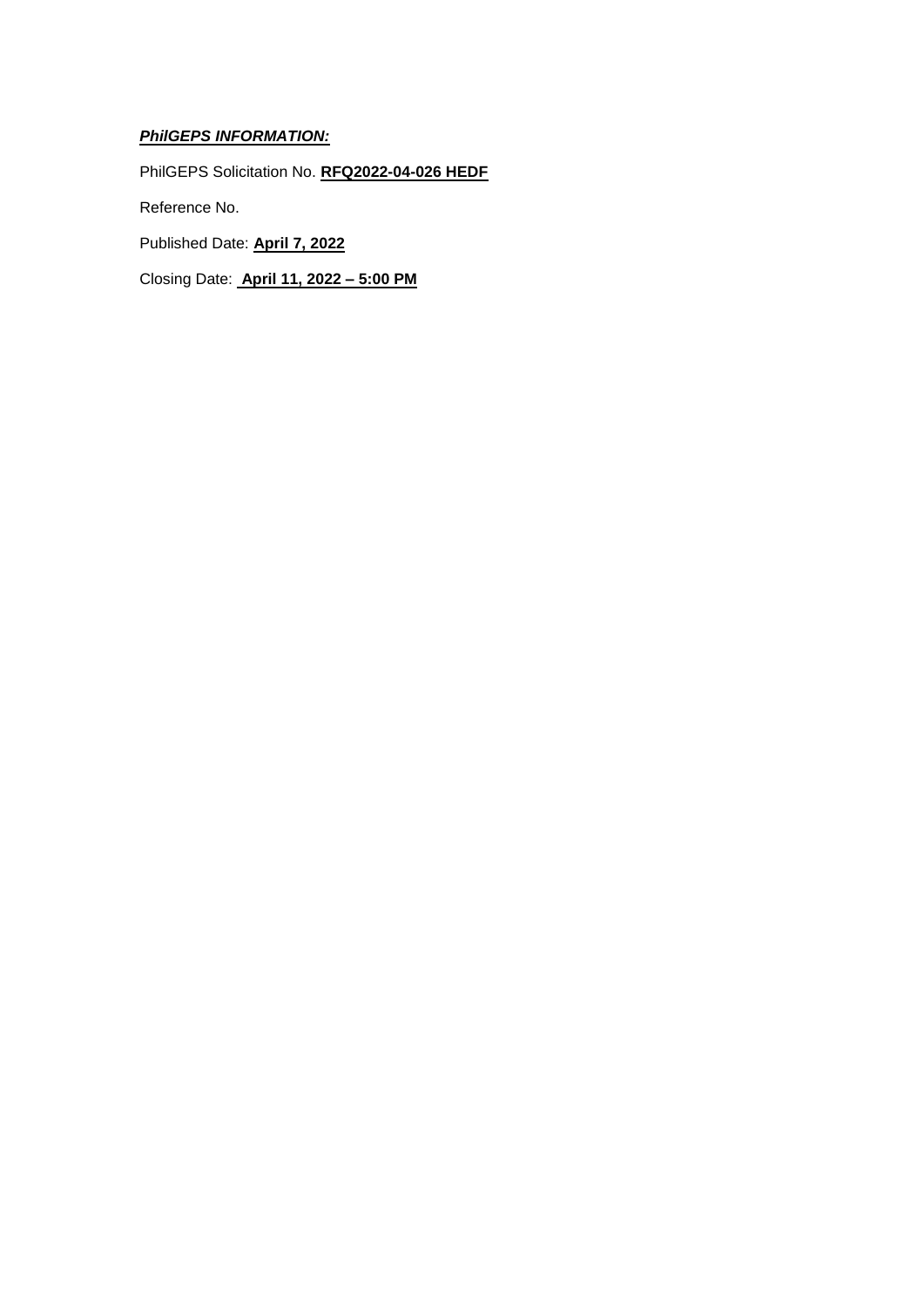***PhilGEPS INFORMATION:***

PhilGEPS Solicitation No. **RFQ2022-04-026 HEDF**

Reference No.

Published Date: **April 7, 2022**

Closing Date: **April 11, 2022 – 5:00 PM**